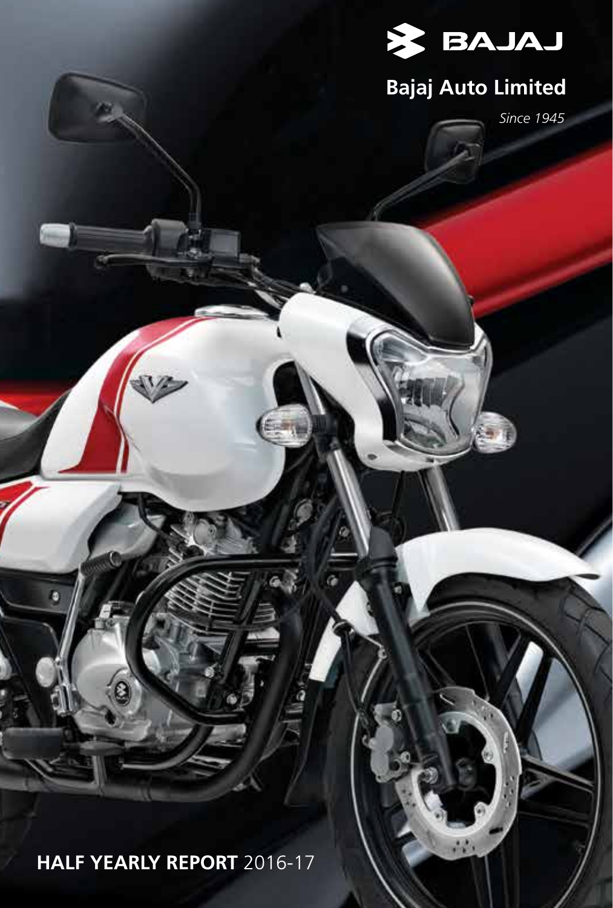BAJAJ

# Bajaj Auto Limited

*Since 1945*

**HALF YEARLY REPORT** 2016-17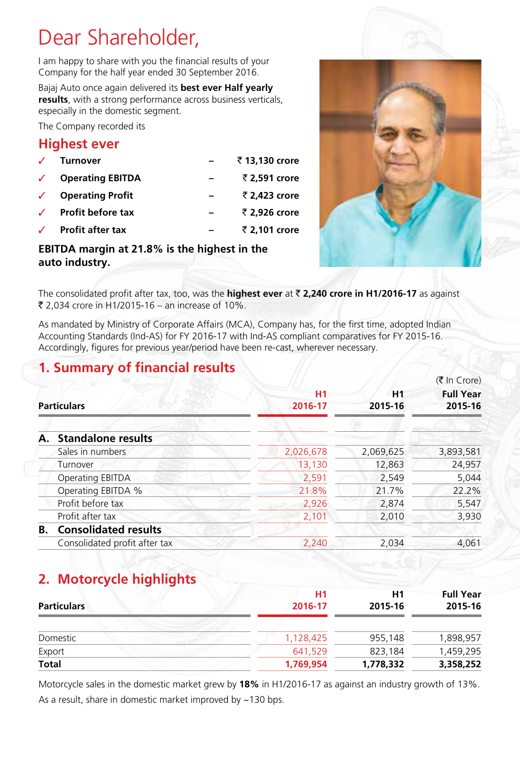# Dear Shareholder,

I am happy to share with you the financial results of your Company for the half year ended 30 September 2016.

Bajaj Auto once again delivered its **best ever Half yearly results**, with a strong performance across business verticals, especially in the domestic segment.

The Company recorded its

## Highest ever

- ✓ **Turnover** – **₹ 13,130 crore**
- ✓ **Operating EBITDA** – **₹ 2,591 crore**
- ✓ **Operating Profit** – **₹ 2,423 crore**
- ✓ **Profit before tax** – **₹ 2,926 crore**
- ✓ **Profit after tax** – **₹ 2,101 crore**

**EBITDA margin at 21.8% is the highest in the auto industry.**

The consolidated profit after tax, too, was the **highest ever** at ₹ **2,240 crore in H1/2016-17** as against ₹ 2,034 crore in H1/2015-16 – an increase of 10%.

As mandated by Ministry of Corporate Affairs (MCA), Company has, for the first time, adopted Indian Accounting Standards (Ind-AS) for FY 2016-17 with Ind-AS compliant comparatives for FY 2015-16. Accordingly, figures for previous year/period have been re-cast, wherever necessary.

## 1. Summary of financial results

(₹ In Crore)

| Particulars | H1 2016-17 | H1 2015-16 | Full Year 2015-16 |
|---|---|---|---|
| **A. Standalone results** | | | |
| Sales in numbers | 2,026,678 | 2,069,625 | 3,893,581 |
| Turnover | 13,130 | 12,863 | 24,957 |
| Operating EBITDA | 2,591 | 2,549 | 5,044 |
| Operating EBITDA % | 21.8% | 21.7% | 22.2% |
| Profit before tax | 2,926 | 2,874 | 5,547 |
| Profit after tax | 2,101 | 2,010 | 3,930 |
| **B. Consolidated results** | | | |
| Consolidated profit after tax | 2,240 | 2,034 | 4,061 |

## 2. Motorcycle highlights

| Particulars | H1 2016-17 | H1 2015-16 | Full Year 2015-16 |
|---|---|---|---|
| Domestic | 1,128,425 | 955,148 | 1,898,957 |
| Export | 641,529 | 823,184 | 1,459,295 |
| **Total** | **1,769,954** | **1,778,332** | **3,358,252** |

Motorcycle sales in the domestic market grew by **18%** in H1/2016-17 as against an industry growth of 13%. As a result, share in domestic market improved by ~130 bps.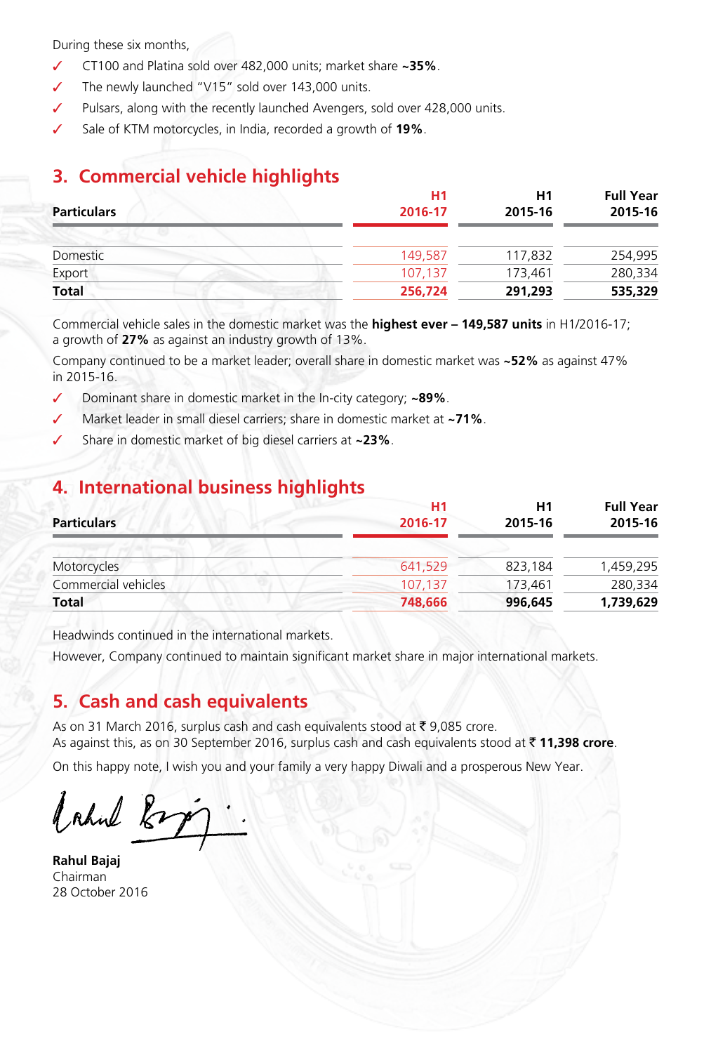During these six months,

- ✓ CT100 and Platina sold over 482,000 units; market share **~35%**.
- ✓ The newly launched "V15" sold over 143,000 units.
- ✓ Pulsars, along with the recently launched Avengers, sold over 428,000 units.
- ✓ Sale of KTM motorcycles, in India, recorded a growth of **19%**.

## 3. Commercial vehicle highlights

| Particulars | H1 2016-17 | H1 2015-16 | Full Year 2015-16 |
|---|---|---|---|
| Domestic | 149,587 | 117,832 | 254,995 |
| Export | 107,137 | 173,461 | 280,334 |
| **Total** | **256,724** | **291,293** | **535,329** |

Commercial vehicle sales in the domestic market was the **highest ever – 149,587 units** in H1/2016-17; a growth of **27%** as against an industry growth of 13%.

Company continued to be a market leader; overall share in domestic market was **~52%** as against 47% in 2015-16.

- ✓ Dominant share in domestic market in the In-city category; **~89%**.
- ✓ Market leader in small diesel carriers; share in domestic market at **~71%**.
- ✓ Share in domestic market of big diesel carriers at **~23%**.

## 4. International business highlights

| Particulars | H1 2016-17 | H1 2015-16 | Full Year 2015-16 |
|---|---|---|---|
| Motorcycles | 641,529 | 823,184 | 1,459,295 |
| Commercial vehicles | 107,137 | 173,461 | 280,334 |
| **Total** | **748,666** | **996,645** | **1,739,629** |

Headwinds continued in the international markets.

However, Company continued to maintain significant market share in major international markets.

## 5. Cash and cash equivalents

As on 31 March 2016, surplus cash and cash equivalents stood at ₹ 9,085 crore.
As against this, as on 30 September 2016, surplus cash and cash equivalents stood at ₹ **11,398 crore**.

On this happy note, I wish you and your family a very happy Diwali and a prosperous New Year.

**Rahul Bajaj**
Chairman
28 October 2016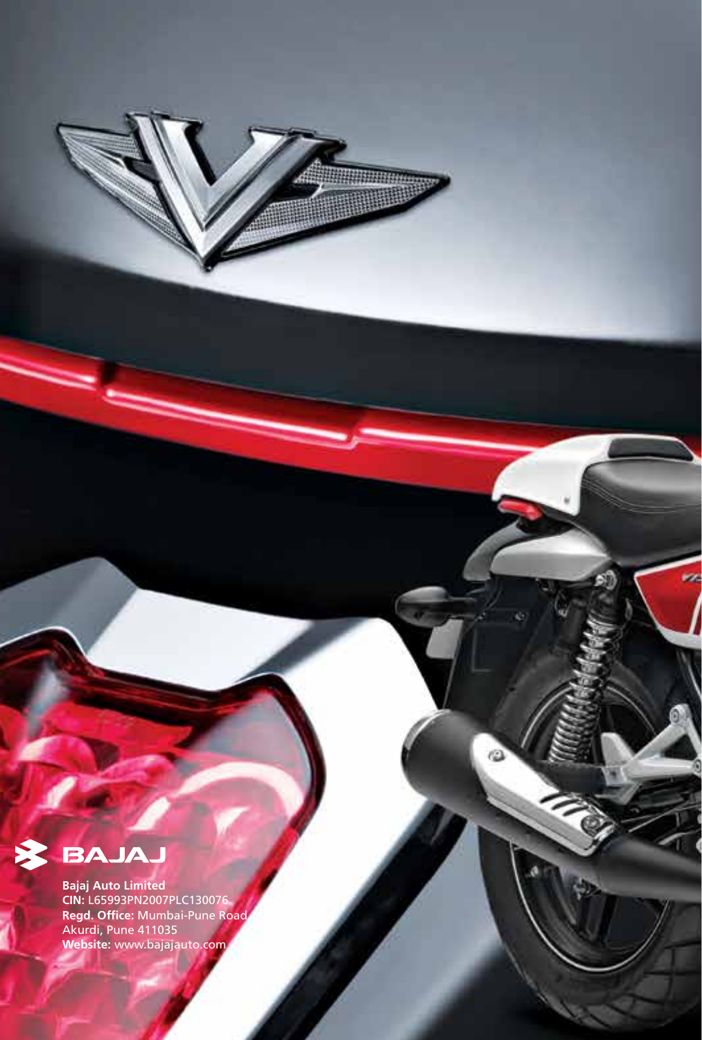BAJAJ

**Bajaj Auto Limited**
**CIN:** L65993PN2007PLC130076
**Regd. Office:** Mumbai-Pune Road
Akurdi, Pune 411035
**Website:** www.bajajauto.com